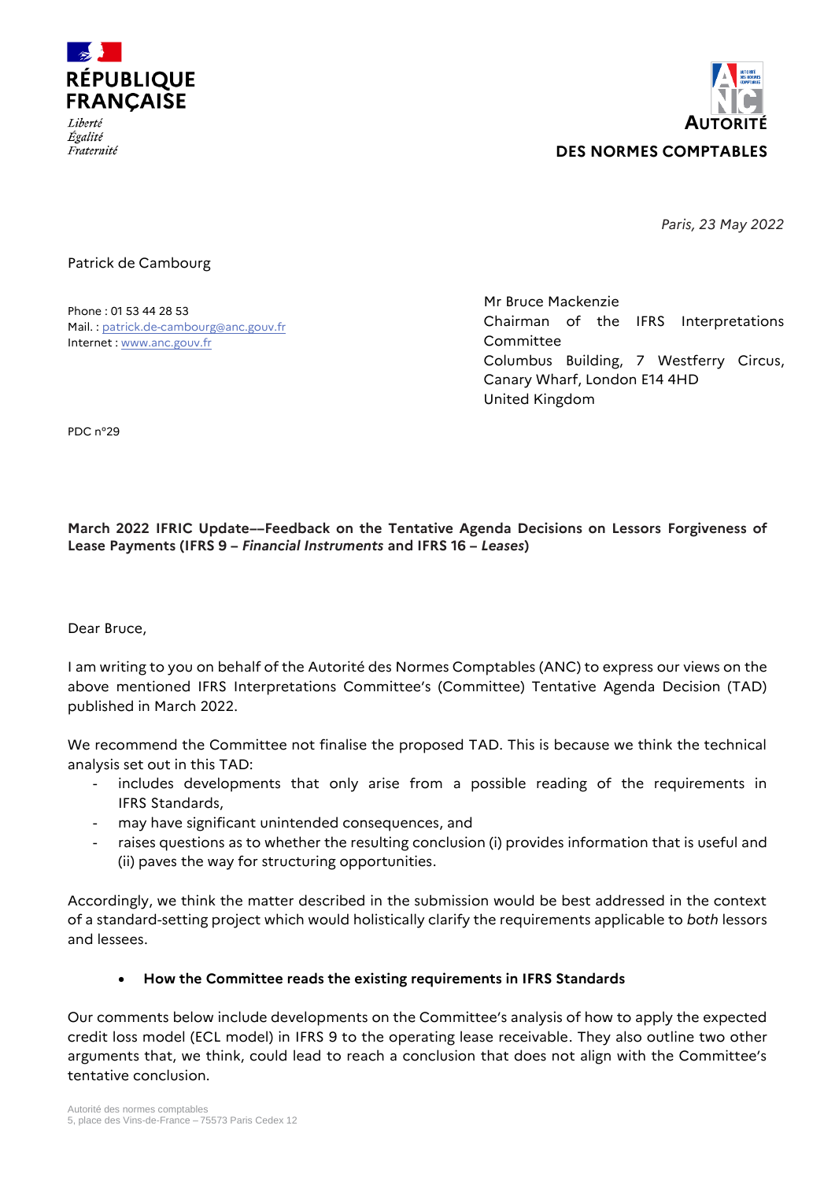RÉPUBLIQUE FRANÇAISE

*Liberté*
*Égalité*
*Fraternité*

AUTORITÉ DES NORMES COMPTABLES

*Paris, 23 May 2022*

Patrick de Cambourg

Phone : 01 53 44 28 53
Mail. : patrick.de-cambourg@anc.gouv.fr
Internet : www.anc.gouv.fr

Mr Bruce Mackenzie
Chairman of the IFRS Interpretations Committee
Columbus Building, 7 Westferry Circus,
Canary Wharf, London E14 4HD
United Kingdom

PDC n°29

**March 2022 IFRIC Update––Feedback on the Tentative Agenda Decisions on Lessors Forgiveness of Lease Payments (IFRS 9 – *Financial Instruments* and IFRS 16 – *Leases*)**

Dear Bruce,

I am writing to you on behalf of the Autorité des Normes Comptables (ANC) to express our views on the above mentioned IFRS Interpretations Committee's (Committee) Tentative Agenda Decision (TAD) published in March 2022.

We recommend the Committee not finalise the proposed TAD. This is because we think the technical analysis set out in this TAD:

- includes developments that only arise from a possible reading of the requirements in IFRS Standards,
- may have significant unintended consequences, and
- raises questions as to whether the resulting conclusion (i) provides information that is useful and (ii) paves the way for structuring opportunities.

Accordingly, we think the matter described in the submission would be best addressed in the context of a standard-setting project which would holistically clarify the requirements applicable to *both* lessors and lessees.

- **How the Committee reads the existing requirements in IFRS Standards**

Our comments below include developments on the Committee's analysis of how to apply the expected credit loss model (ECL model) in IFRS 9 to the operating lease receivable. They also outline two other arguments that, we think, could lead to reach a conclusion that does not align with the Committee's tentative conclusion.

Autorité des normes comptables
5, place des Vins-de-France – 75573 Paris Cedex 12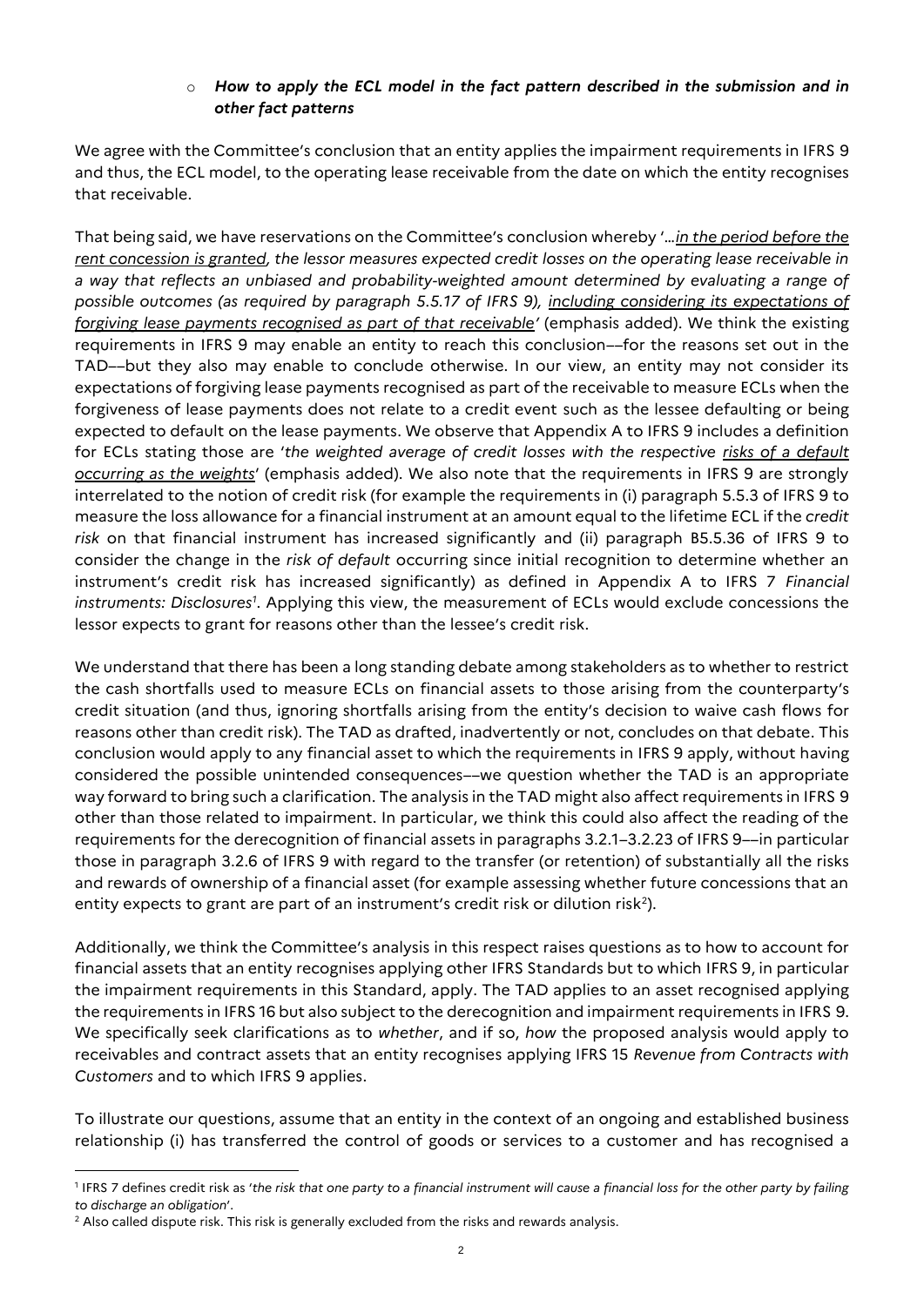- ***How to apply the ECL model in the fact pattern described in the submission and in other fact patterns***

We agree with the Committee's conclusion that an entity applies the impairment requirements in IFRS 9 and thus, the ECL model, to the operating lease receivable from the date on which the entity recognises that receivable.

That being said, we have reservations on the Committee's conclusion whereby '*…<u>in the period before the rent concession is granted</u>, the lessor measures expected credit losses on the operating lease receivable in a way that reflects an unbiased and probability-weighted amount determined by evaluating a range of possible outcomes (as required by paragraph 5.5.17 of IFRS 9), <u>including considering its expectations of forgiving lease payments recognised as part of that receivable</u>*' (emphasis added). We think the existing requirements in IFRS 9 may enable an entity to reach this conclusion––for the reasons set out in the TAD––but they also may enable to conclude otherwise. In our view, an entity may not consider its expectations of forgiving lease payments recognised as part of the receivable to measure ECLs when the forgiveness of lease payments does not relate to a credit event such as the lessee defaulting or being expected to default on the lease payments. We observe that Appendix A to IFRS 9 includes a definition for ECLs stating those are '*the weighted average of credit losses with the respective <u>risks of a default occurring as the weights</u>*' (emphasis added). We also note that the requirements in IFRS 9 are strongly interrelated to the notion of credit risk (for example the requirements in (i) paragraph 5.5.3 of IFRS 9 to measure the loss allowance for a financial instrument at an amount equal to the lifetime ECL if the *credit risk* on that financial instrument has increased significantly and (ii) paragraph B5.5.36 of IFRS 9 to consider the change in the *risk of default* occurring since initial recognition to determine whether an instrument's credit risk has increased significantly) as defined in Appendix A to IFRS 7 *Financial instruments: Disclosures*[1]. Applying this view, the measurement of ECLs would exclude concessions the lessor expects to grant for reasons other than the lessee's credit risk.

We understand that there has been a long standing debate among stakeholders as to whether to restrict the cash shortfalls used to measure ECLs on financial assets to those arising from the counterparty's credit situation (and thus, ignoring shortfalls arising from the entity's decision to waive cash flows for reasons other than credit risk). The TAD as drafted, inadvertently or not, concludes on that debate. This conclusion would apply to any financial asset to which the requirements in IFRS 9 apply, without having considered the possible unintended consequences––we question whether the TAD is an appropriate way forward to bring such a clarification. The analysis in the TAD might also affect requirements in IFRS 9 other than those related to impairment. In particular, we think this could also affect the reading of the requirements for the derecognition of financial assets in paragraphs 3.2.1–3.2.23 of IFRS 9––in particular those in paragraph 3.2.6 of IFRS 9 with regard to the transfer (or retention) of substantially all the risks and rewards of ownership of a financial asset (for example assessing whether future concessions that an entity expects to grant are part of an instrument's credit risk or dilution risk[2]).

Additionally, we think the Committee's analysis in this respect raises questions as to how to account for financial assets that an entity recognises applying other IFRS Standards but to which IFRS 9, in particular the impairment requirements in this Standard, apply. The TAD applies to an asset recognised applying the requirements in IFRS 16 but also subject to the derecognition and impairment requirements in IFRS 9. We specifically seek clarifications as to *whether*, and if so, *how* the proposed analysis would apply to receivables and contract assets that an entity recognises applying IFRS 15 *Revenue from Contracts with Customers* and to which IFRS 9 applies.

To illustrate our questions, assume that an entity in the context of an ongoing and established business relationship (i) has transferred the control of goods or services to a customer and has recognised a

---

[1] IFRS 7 defines credit risk as '*the risk that one party to a financial instrument will cause a financial loss for the other party by failing to discharge an obligation*'.

[2] Also called dispute risk. This risk is generally excluded from the risks and rewards analysis.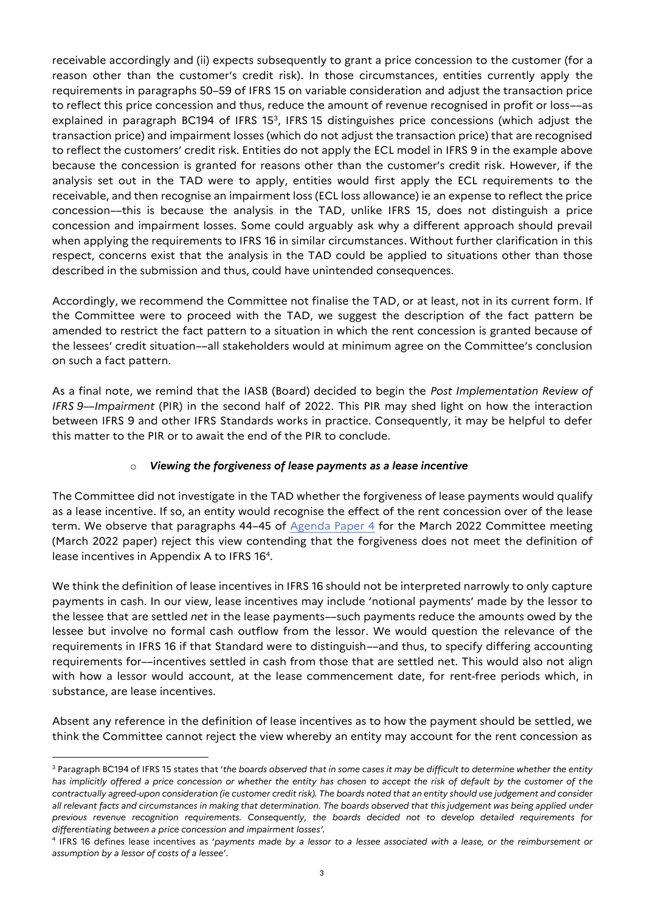receivable accordingly and (ii) expects subsequently to grant a price concession to the customer (for a reason other than the customer's credit risk). In those circumstances, entities currently apply the requirements in paragraphs 50–59 of IFRS 15 on variable consideration and adjust the transaction price to reflect this price concession and thus, reduce the amount of revenue recognised in profit or loss––as explained in paragraph BC194 of IFRS 15[3], IFRS 15 distinguishes price concessions (which adjust the transaction price) and impairment losses (which do not adjust the transaction price) that are recognised to reflect the customers' credit risk. Entities do not apply the ECL model in IFRS 9 in the example above because the concession is granted for reasons other than the customer's credit risk. However, if the analysis set out in the TAD were to apply, entities would first apply the ECL requirements to the receivable, and then recognise an impairment loss (ECL loss allowance) ie an expense to reflect the price concession––this is because the analysis in the TAD, unlike IFRS 15, does not distinguish a price concession and impairment losses. Some could arguably ask why a different approach should prevail when applying the requirements to IFRS 16 in similar circumstances. Without further clarification in this respect, concerns exist that the analysis in the TAD could be applied to situations other than those described in the submission and thus, could have unintended consequences.

Accordingly, we recommend the Committee not finalise the TAD, or at least, not in its current form. If the Committee were to proceed with the TAD, we suggest the description of the fact pattern be amended to restrict the fact pattern to a situation in which the rent concession is granted because of the lessees' credit situation––all stakeholders would at minimum agree on the Committee's conclusion on such a fact pattern.

As a final note, we remind that the IASB (Board) decided to begin the *Post Implementation Review of IFRS 9––Impairment* (PIR) in the second half of 2022. This PIR may shed light on how the interaction between IFRS 9 and other IFRS Standards works in practice. Consequently, it may be helpful to defer this matter to the PIR or to await the end of the PIR to conclude.

- ***Viewing the forgiveness of lease payments as a lease incentive***

The Committee did not investigate in the TAD whether the forgiveness of lease payments would qualify as a lease incentive. If so, an entity would recognise the effect of the rent concession over of the lease term. We observe that paragraphs 44–45 of Agenda Paper 4 for the March 2022 Committee meeting (March 2022 paper) reject this view contending that the forgiveness does not meet the definition of lease incentives in Appendix A to IFRS 16[4].

We think the definition of lease incentives in IFRS 16 should not be interpreted narrowly to only capture payments in cash. In our view, lease incentives may include 'notional payments' made by the lessor to the lessee that are settled *net* in the lease payments––such payments reduce the amounts owed by the lessee but involve no formal cash outflow from the lessor. We would question the relevance of the requirements in IFRS 16 if that Standard were to distinguish––and thus, to specify differing accounting requirements for––incentives settled in cash from those that are settled net. This would also not align with how a lessor would account, at the lease commencement date, for rent-free periods which, in substance, are lease incentives.

Absent any reference in the definition of lease incentives as to how the payment should be settled, we think the Committee cannot reject the view whereby an entity may account for the rent concession as

---

[3] Paragraph BC194 of IFRS 15 states that '*the boards observed that in some cases it may be difficult to determine whether the entity has implicitly offered a price concession or whether the entity has chosen to accept the risk of default by the customer of the contractually agreed-upon consideration (ie customer credit risk). The boards noted that an entity should use judgement and consider all relevant facts and circumstances in making that determination. The boards observed that this judgement was being applied under previous revenue recognition requirements. Consequently, the boards decided not to develop detailed requirements for differentiating between a price concession and impairment losses'*.

[4] IFRS 16 defines lease incentives as '*payments made by a lessor to a lessee associated with a lease, or the reimbursement or assumption by a lessor of costs of a lessee*'.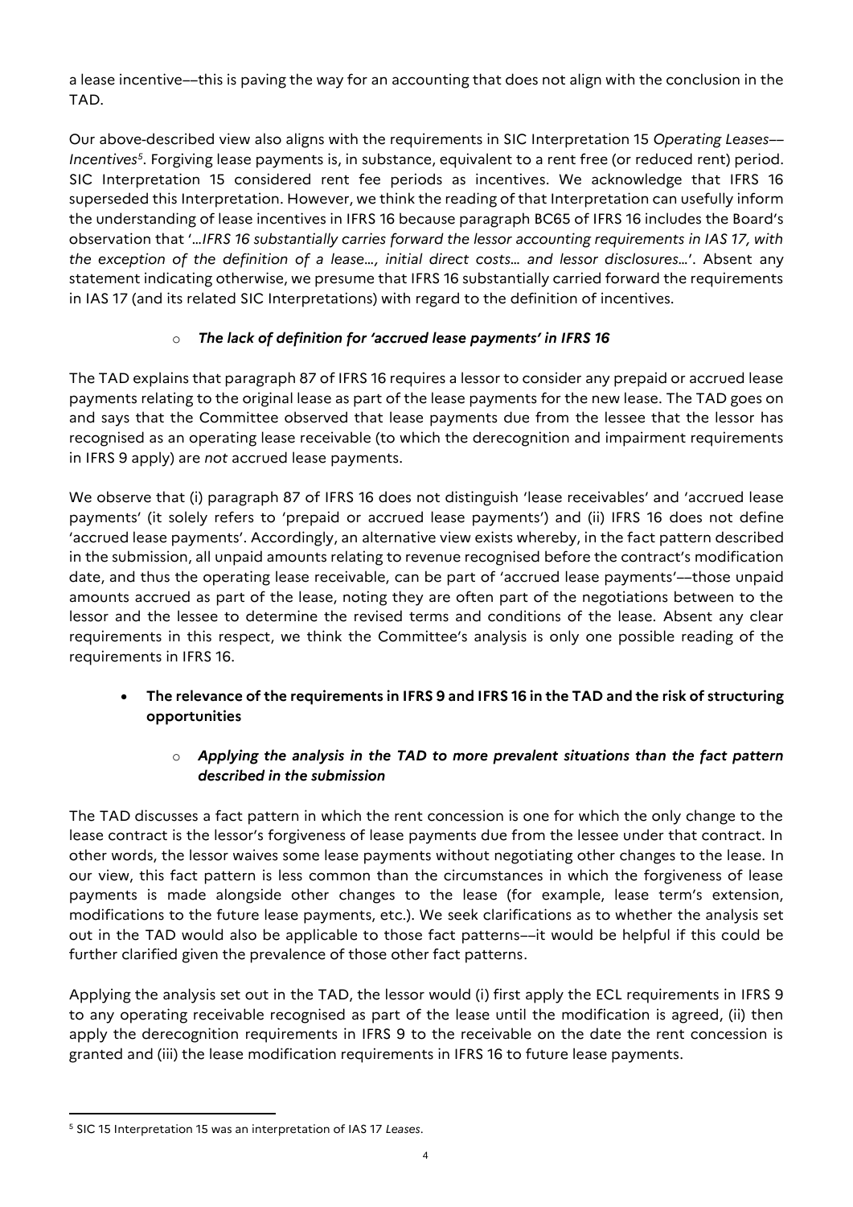a lease incentive––this is paving the way for an accounting that does not align with the conclusion in the TAD.

Our above-described view also aligns with the requirements in SIC Interpretation 15 *Operating Leases––Incentives*[5]. Forgiving lease payments is, in substance, equivalent to a rent free (or reduced rent) period. SIC Interpretation 15 considered rent fee periods as incentives. We acknowledge that IFRS 16 superseded this Interpretation. However, we think the reading of that Interpretation can usefully inform the understanding of lease incentives in IFRS 16 because paragraph BC65 of IFRS 16 includes the Board's observation that '*…IFRS 16 substantially carries forward the lessor accounting requirements in IAS 17, with the exception of the definition of a lease…, initial direct costs… and lessor disclosures…*'. Absent any statement indicating otherwise, we presume that IFRS 16 substantially carried forward the requirements in IAS 17 (and its related SIC Interpretations) with regard to the definition of incentives.

- ***The lack of definition for 'accrued lease payments' in IFRS 16***

The TAD explains that paragraph 87 of IFRS 16 requires a lessor to consider any prepaid or accrued lease payments relating to the original lease as part of the lease payments for the new lease. The TAD goes on and says that the Committee observed that lease payments due from the lessee that the lessor has recognised as an operating lease receivable (to which the derecognition and impairment requirements in IFRS 9 apply) are *not* accrued lease payments.

We observe that (i) paragraph 87 of IFRS 16 does not distinguish 'lease receivables' and 'accrued lease payments' (it solely refers to 'prepaid or accrued lease payments') and (ii) IFRS 16 does not define 'accrued lease payments'. Accordingly, an alternative view exists whereby, in the fact pattern described in the submission, all unpaid amounts relating to revenue recognised before the contract's modification date, and thus the operating lease receivable, can be part of 'accrued lease payments'––those unpaid amounts accrued as part of the lease, noting they are often part of the negotiations between to the lessor and the lessee to determine the revised terms and conditions of the lease. Absent any clear requirements in this respect, we think the Committee's analysis is only one possible reading of the requirements in IFRS 16.

- **The relevance of the requirements in IFRS 9 and IFRS 16 in the TAD and the risk of structuring opportunities**
  - ***Applying the analysis in the TAD to more prevalent situations than the fact pattern described in the submission***

The TAD discusses a fact pattern in which the rent concession is one for which the only change to the lease contract is the lessor's forgiveness of lease payments due from the lessee under that contract. In other words, the lessor waives some lease payments without negotiating other changes to the lease. In our view, this fact pattern is less common than the circumstances in which the forgiveness of lease payments is made alongside other changes to the lease (for example, lease term's extension, modifications to the future lease payments, etc.). We seek clarifications as to whether the analysis set out in the TAD would also be applicable to those fact patterns––it would be helpful if this could be further clarified given the prevalence of those other fact patterns.

Applying the analysis set out in the TAD, the lessor would (i) first apply the ECL requirements in IFRS 9 to any operating receivable recognised as part of the lease until the modification is agreed, (ii) then apply the derecognition requirements in IFRS 9 to the receivable on the date the rent concession is granted and (iii) the lease modification requirements in IFRS 16 to future lease payments.

[5] SIC 15 Interpretation 15 was an interpretation of IAS 17 *Leases*.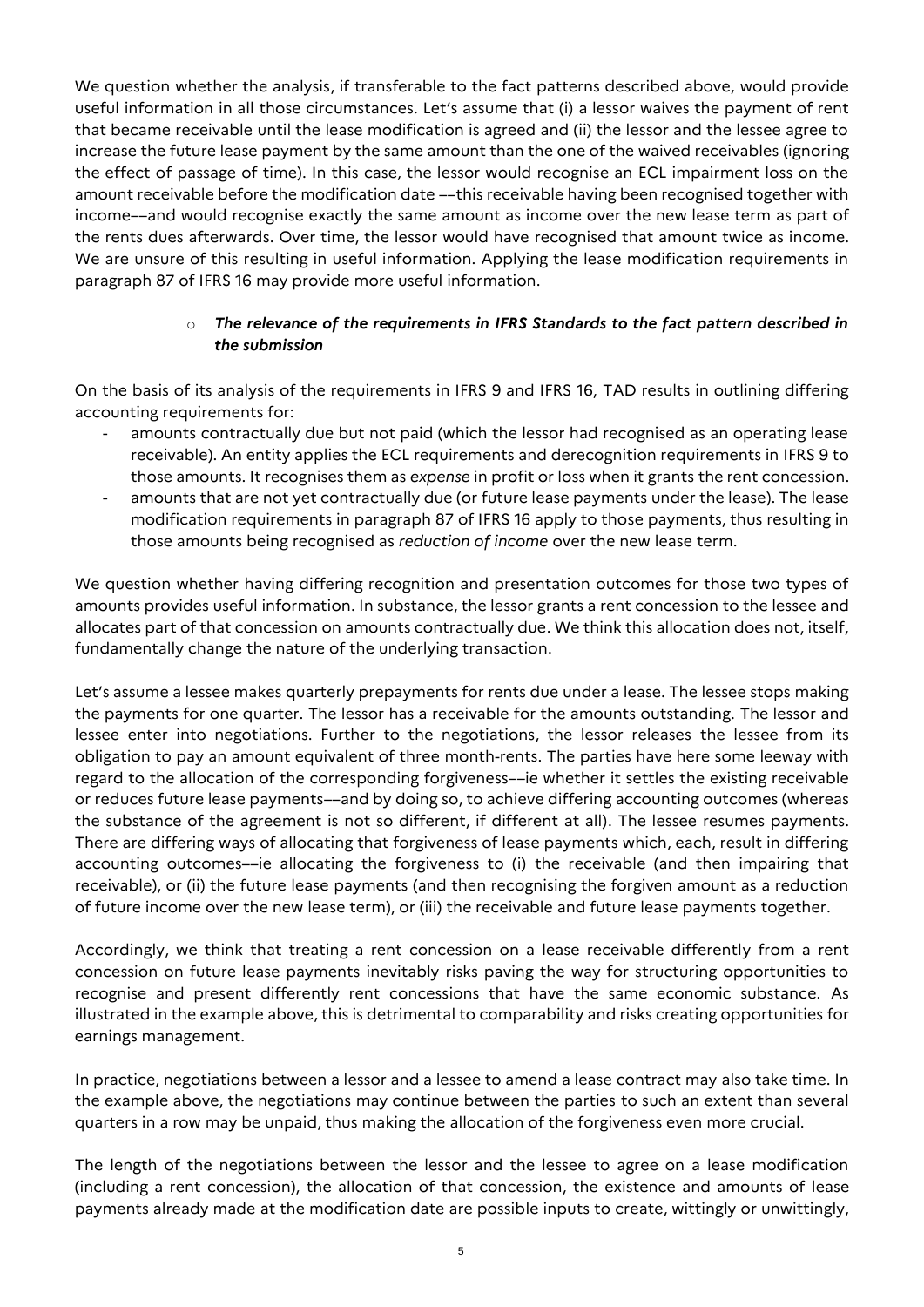We question whether the analysis, if transferable to the fact patterns described above, would provide useful information in all those circumstances. Let's assume that (i) a lessor waives the payment of rent that became receivable until the lease modification is agreed and (ii) the lessor and the lessee agree to increase the future lease payment by the same amount than the one of the waived receivables (ignoring the effect of passage of time). In this case, the lessor would recognise an ECL impairment loss on the amount receivable before the modification date ––this receivable having been recognised together with income––and would recognise exactly the same amount as income over the new lease term as part of the rents dues afterwards. Over time, the lessor would have recognised that amount twice as income. We are unsure of this resulting in useful information. Applying the lease modification requirements in paragraph 87 of IFRS 16 may provide more useful information.

- ***The relevance of the requirements in IFRS Standards to the fact pattern described in the submission***

On the basis of its analysis of the requirements in IFRS 9 and IFRS 16, TAD results in outlining differing accounting requirements for:

- amounts contractually due but not paid (which the lessor had recognised as an operating lease receivable). An entity applies the ECL requirements and derecognition requirements in IFRS 9 to those amounts. It recognises them as *expense* in profit or loss when it grants the rent concession.
- amounts that are not yet contractually due (or future lease payments under the lease). The lease modification requirements in paragraph 87 of IFRS 16 apply to those payments, thus resulting in those amounts being recognised as *reduction of income* over the new lease term.

We question whether having differing recognition and presentation outcomes for those two types of amounts provides useful information. In substance, the lessor grants a rent concession to the lessee and allocates part of that concession on amounts contractually due. We think this allocation does not, itself, fundamentally change the nature of the underlying transaction.

Let's assume a lessee makes quarterly prepayments for rents due under a lease. The lessee stops making the payments for one quarter. The lessor has a receivable for the amounts outstanding. The lessor and lessee enter into negotiations. Further to the negotiations, the lessor releases the lessee from its obligation to pay an amount equivalent of three month-rents. The parties have here some leeway with regard to the allocation of the corresponding forgiveness––ie whether it settles the existing receivable or reduces future lease payments––and by doing so, to achieve differing accounting outcomes (whereas the substance of the agreement is not so different, if different at all). The lessee resumes payments. There are differing ways of allocating that forgiveness of lease payments which, each, result in differing accounting outcomes––ie allocating the forgiveness to (i) the receivable (and then impairing that receivable), or (ii) the future lease payments (and then recognising the forgiven amount as a reduction of future income over the new lease term), or (iii) the receivable and future lease payments together.

Accordingly, we think that treating a rent concession on a lease receivable differently from a rent concession on future lease payments inevitably risks paving the way for structuring opportunities to recognise and present differently rent concessions that have the same economic substance. As illustrated in the example above, this is detrimental to comparability and risks creating opportunities for earnings management.

In practice, negotiations between a lessor and a lessee to amend a lease contract may also take time. In the example above, the negotiations may continue between the parties to such an extent than several quarters in a row may be unpaid, thus making the allocation of the forgiveness even more crucial.

The length of the negotiations between the lessor and the lessee to agree on a lease modification (including a rent concession), the allocation of that concession, the existence and amounts of lease payments already made at the modification date are possible inputs to create, wittingly or unwittingly,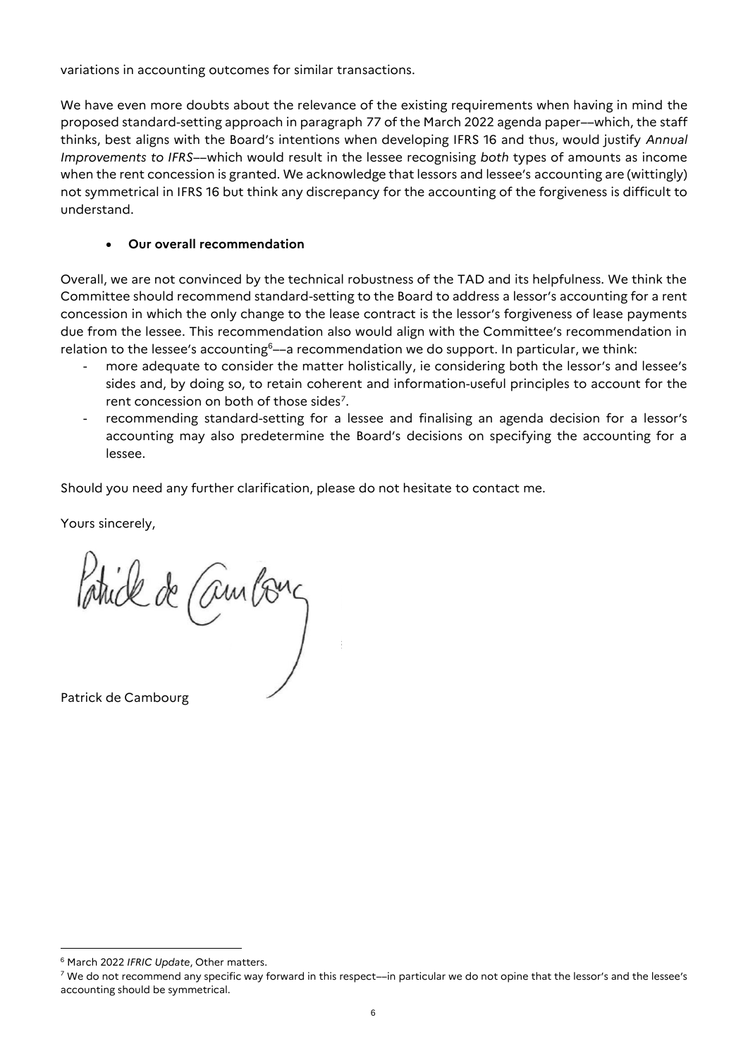variations in accounting outcomes for similar transactions.

We have even more doubts about the relevance of the existing requirements when having in mind the proposed standard-setting approach in paragraph 77 of the March 2022 agenda paper––which, the staff thinks, best aligns with the Board's intentions when developing IFRS 16 and thus, would justify *Annual Improvements to IFRS*––which would result in the lessee recognising *both* types of amounts as income when the rent concession is granted. We acknowledge that lessors and lessee's accounting are (wittingly) not symmetrical in IFRS 16 but think any discrepancy for the accounting of the forgiveness is difficult to understand.

- **Our overall recommendation**

Overall, we are not convinced by the technical robustness of the TAD and its helpfulness. We think the Committee should recommend standard-setting to the Board to address a lessor's accounting for a rent concession in which the only change to the lease contract is the lessor's forgiveness of lease payments due from the lessee. This recommendation also would align with the Committee's recommendation in relation to the lessee's accounting[6]––a recommendation we do support. In particular, we think:

- more adequate to consider the matter holistically, ie considering both the lessor's and lessee's sides and, by doing so, to retain coherent and information-useful principles to account for the rent concession on both of those sides[7].
- recommending standard-setting for a lessee and finalising an agenda decision for a lessor's accounting may also predetermine the Board's decisions on specifying the accounting for a lessee.

Should you need any further clarification, please do not hesitate to contact me.

Yours sincerely,

Patrick de Cambourg

[6] March 2022 *IFRIC Update*, Other matters.

[7] We do not recommend any specific way forward in this respect––in particular we do not opine that the lessor's and the lessee's accounting should be symmetrical.